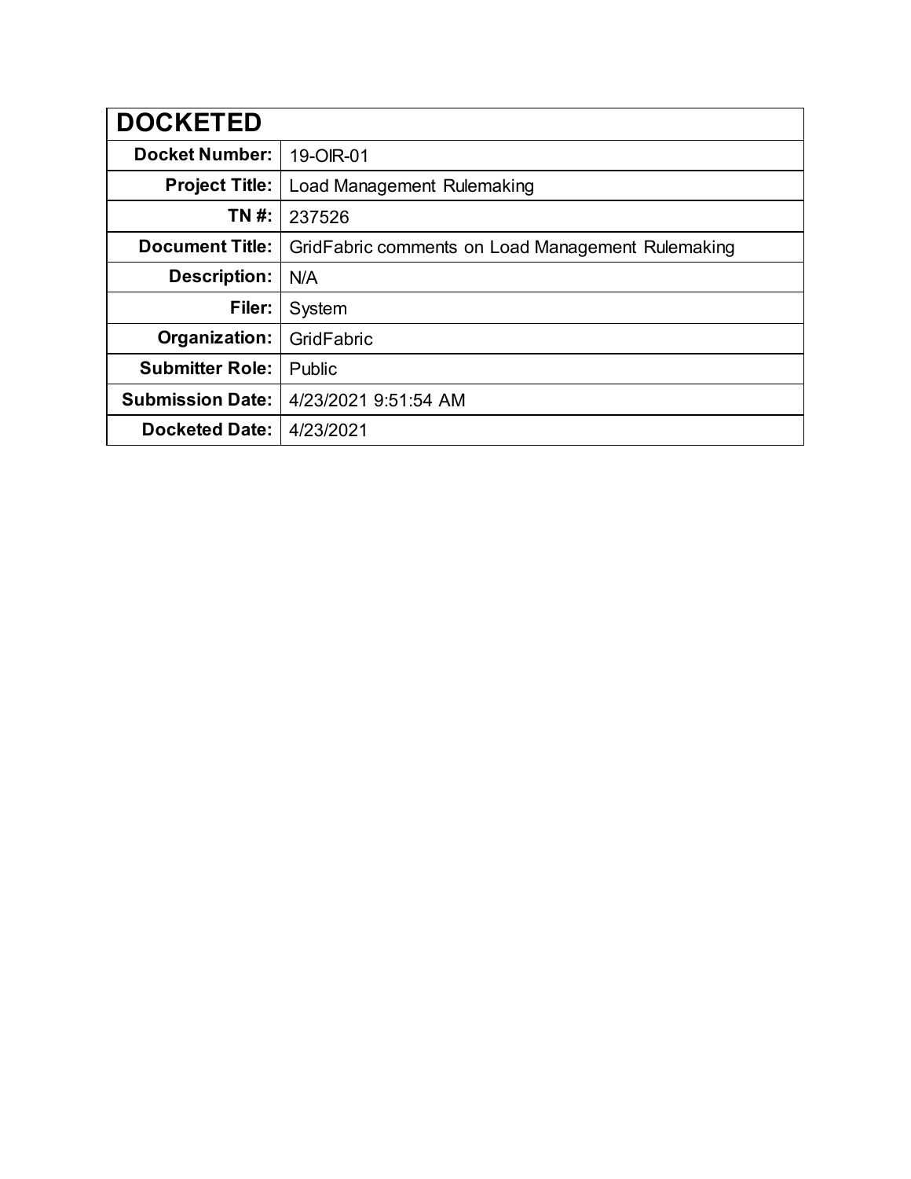| DOCKETED | |
|---|---|
| **Docket Number:** | 19-OIR-01 |
| **Project Title:** | Load Management Rulemaking |
| **TN #:** | 237526 |
| **Document Title:** | GridFabric comments on Load Management Rulemaking |
| **Description:** | N/A |
| **Filer:** | System |
| **Organization:** | GridFabric |
| **Submitter Role:** | Public |
| **Submission Date:** | 4/23/2021 9:51:54 AM |
| **Docketed Date:** | 4/23/2021 |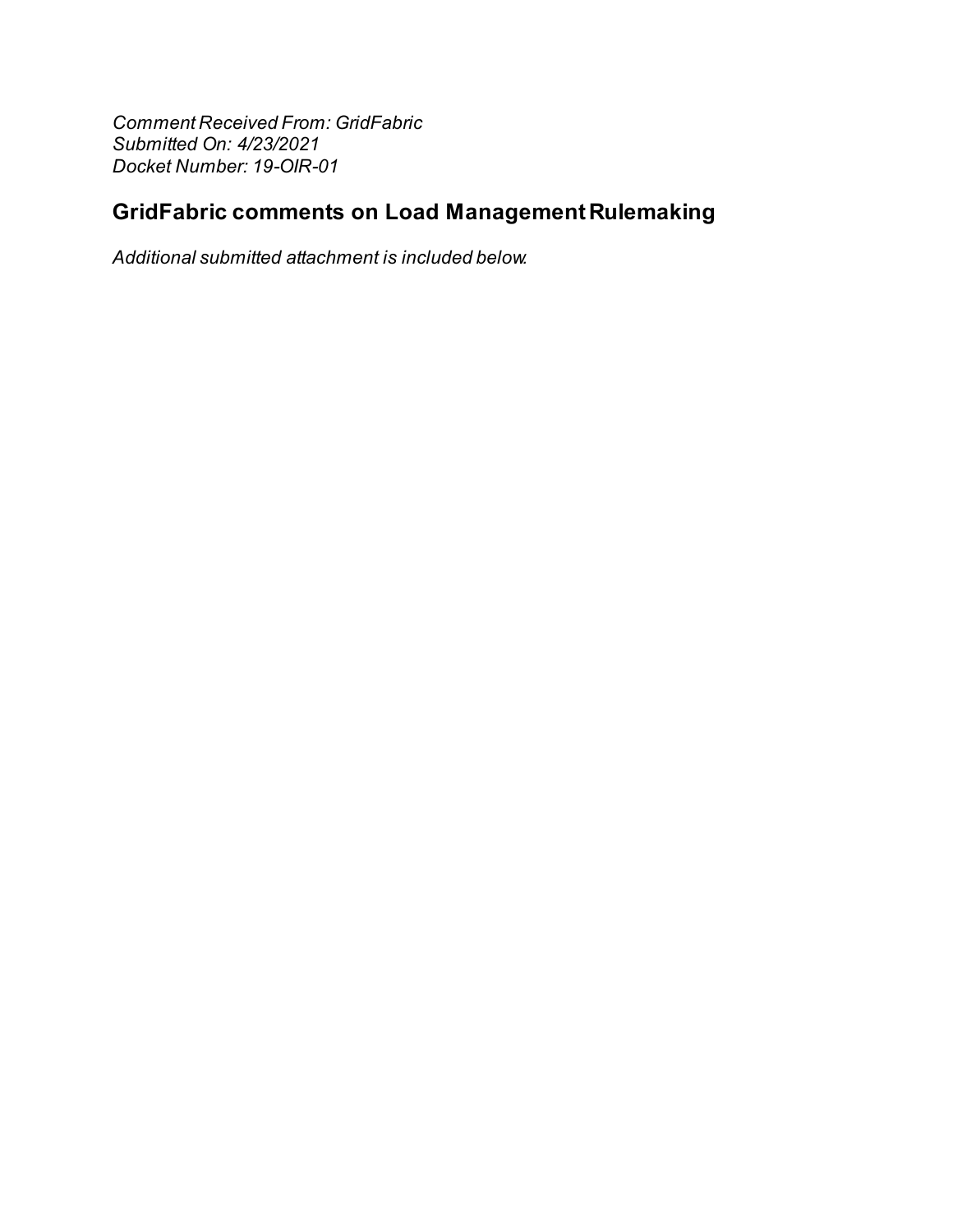*Comment Received From: GridFabric*
*Submitted On: 4/23/2021*
*Docket Number: 19-OIR-01*

## GridFabric comments on Load Management Rulemaking

*Additional submitted attachment is included below.*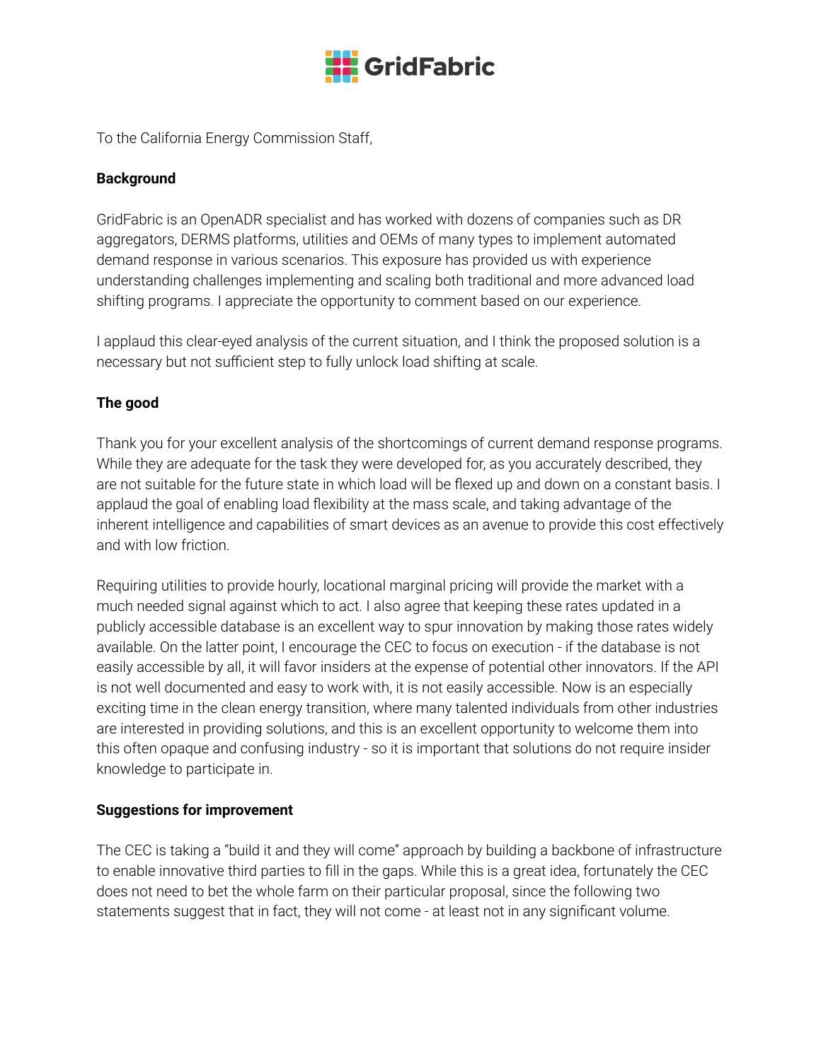To the California Energy Commission Staff,

**Background**

GridFabric is an OpenADR specialist and has worked with dozens of companies such as DR aggregators, DERMS platforms, utilities and OEMs of many types to implement automated demand response in various scenarios. This exposure has provided us with experience understanding challenges implementing and scaling both traditional and more advanced load shifting programs. I appreciate the opportunity to comment based on our experience.

I applaud this clear-eyed analysis of the current situation, and I think the proposed solution is a necessary but not sufficient step to fully unlock load shifting at scale.

**The good**

Thank you for your excellent analysis of the shortcomings of current demand response programs. While they are adequate for the task they were developed for, as you accurately described, they are not suitable for the future state in which load will be flexed up and down on a constant basis. I applaud the goal of enabling load flexibility at the mass scale, and taking advantage of the inherent intelligence and capabilities of smart devices as an avenue to provide this cost effectively and with low friction.

Requiring utilities to provide hourly, locational marginal pricing will provide the market with a much needed signal against which to act. I also agree that keeping these rates updated in a publicly accessible database is an excellent way to spur innovation by making those rates widely available. On the latter point, I encourage the CEC to focus on execution - if the database is not easily accessible by all, it will favor insiders at the expense of potential other innovators. If the API is not well documented and easy to work with, it is not easily accessible. Now is an especially exciting time in the clean energy transition, where many talented individuals from other industries are interested in providing solutions, and this is an excellent opportunity to welcome them into this often opaque and confusing industry - so it is important that solutions do not require insider knowledge to participate in.

**Suggestions for improvement**

The CEC is taking a "build it and they will come" approach by building a backbone of infrastructure to enable innovative third parties to fill in the gaps. While this is a great idea, fortunately the CEC does not need to bet the whole farm on their particular proposal, since the following two statements suggest that in fact, they will not come - at least not in any significant volume.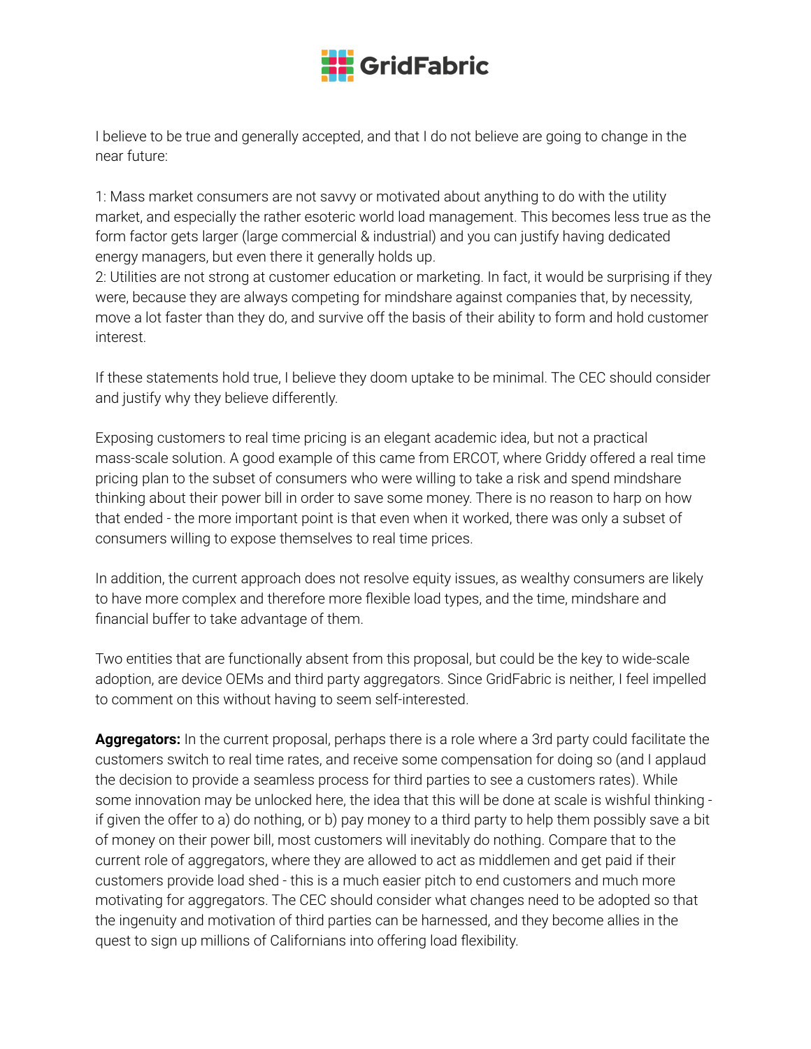I believe to be true and generally accepted, and that I do not believe are going to change in the near future:

1: Mass market consumers are not savvy or motivated about anything to do with the utility market, and especially the rather esoteric world load management. This becomes less true as the form factor gets larger (large commercial & industrial) and you can justify having dedicated energy managers, but even there it generally holds up.
2: Utilities are not strong at customer education or marketing. In fact, it would be surprising if they were, because they are always competing for mindshare against companies that, by necessity, move a lot faster than they do, and survive off the basis of their ability to form and hold customer interest.

If these statements hold true, I believe they doom uptake to be minimal. The CEC should consider and justify why they believe differently.

Exposing customers to real time pricing is an elegant academic idea, but not a practical mass-scale solution. A good example of this came from ERCOT, where Griddy offered a real time pricing plan to the subset of consumers who were willing to take a risk and spend mindshare thinking about their power bill in order to save some money. There is no reason to harp on how that ended - the more important point is that even when it worked, there was only a subset of consumers willing to expose themselves to real time prices.

In addition, the current approach does not resolve equity issues, as wealthy consumers are likely to have more complex and therefore more flexible load types, and the time, mindshare and financial buffer to take advantage of them.

Two entities that are functionally absent from this proposal, but could be the key to wide-scale adoption, are device OEMs and third party aggregators. Since GridFabric is neither, I feel impelled to comment on this without having to seem self-interested.

**Aggregators:** In the current proposal, perhaps there is a role where a 3rd party could facilitate the customers switch to real time rates, and receive some compensation for doing so (and I applaud the decision to provide a seamless process for third parties to see a customers rates). While some innovation may be unlocked here, the idea that this will be done at scale is wishful thinking - if given the offer to a) do nothing, or b) pay money to a third party to help them possibly save a bit of money on their power bill, most customers will inevitably do nothing. Compare that to the current role of aggregators, where they are allowed to act as middlemen and get paid if their customers provide load shed - this is a much easier pitch to end customers and much more motivating for aggregators. The CEC should consider what changes need to be adopted so that the ingenuity and motivation of third parties can be harnessed, and they become allies in the quest to sign up millions of Californians into offering load flexibility.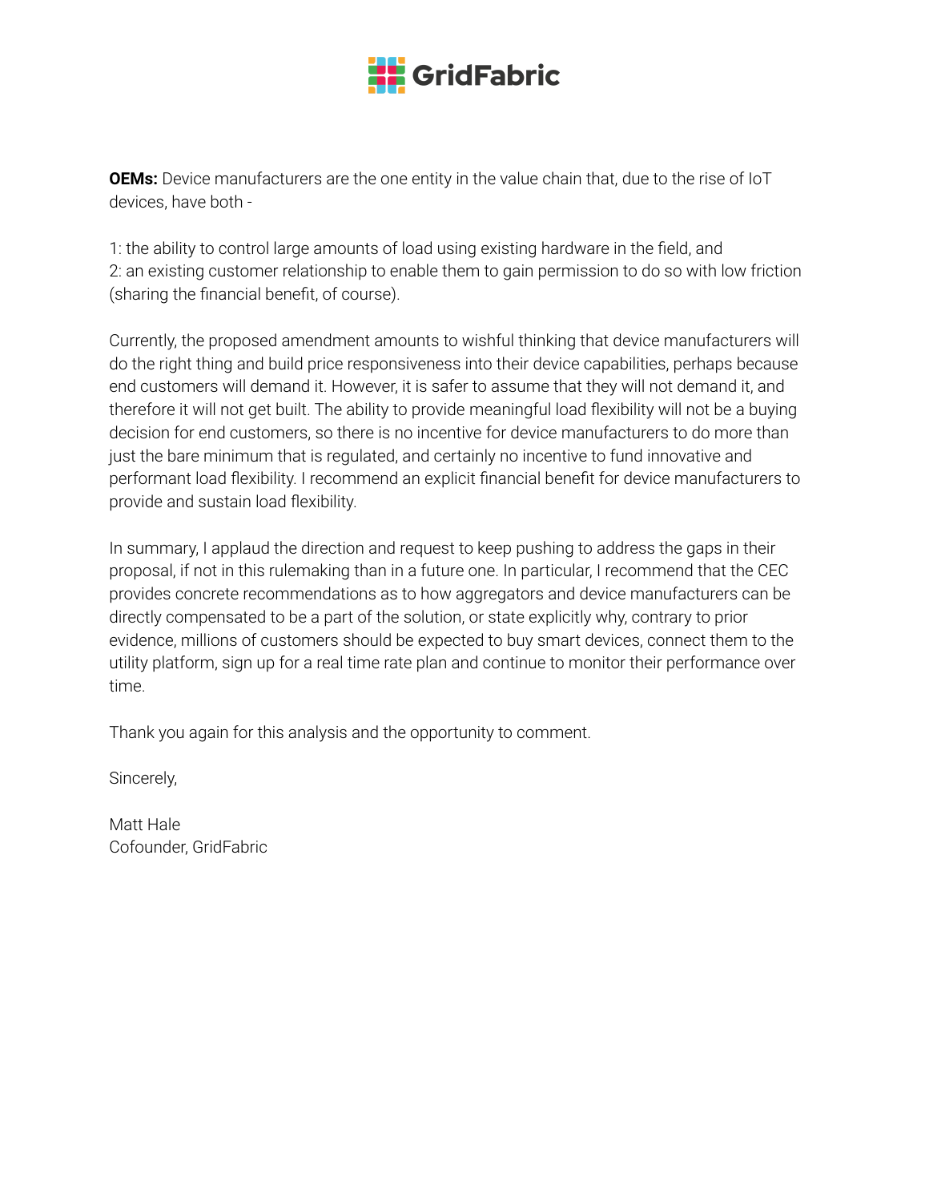**OEMs:** Device manufacturers are the one entity in the value chain that, due to the rise of IoT devices, have both -

1: the ability to control large amounts of load using existing hardware in the field, and
2: an existing customer relationship to enable them to gain permission to do so with low friction (sharing the financial benefit, of course).

Currently, the proposed amendment amounts to wishful thinking that device manufacturers will do the right thing and build price responsiveness into their device capabilities, perhaps because end customers will demand it. However, it is safer to assume that they will not demand it, and therefore it will not get built. The ability to provide meaningful load flexibility will not be a buying decision for end customers, so there is no incentive for device manufacturers to do more than just the bare minimum that is regulated, and certainly no incentive to fund innovative and performant load flexibility. I recommend an explicit financial benefit for device manufacturers to provide and sustain load flexibility.

In summary, I applaud the direction and request to keep pushing to address the gaps in their proposal, if not in this rulemaking than in a future one. In particular, I recommend that the CEC provides concrete recommendations as to how aggregators and device manufacturers can be directly compensated to be a part of the solution, or state explicitly why, contrary to prior evidence, millions of customers should be expected to buy smart devices, connect them to the utility platform, sign up for a real time rate plan and continue to monitor their performance over time.

Thank you again for this analysis and the opportunity to comment.

Sincerely,

Matt Hale
Cofounder, GridFabric